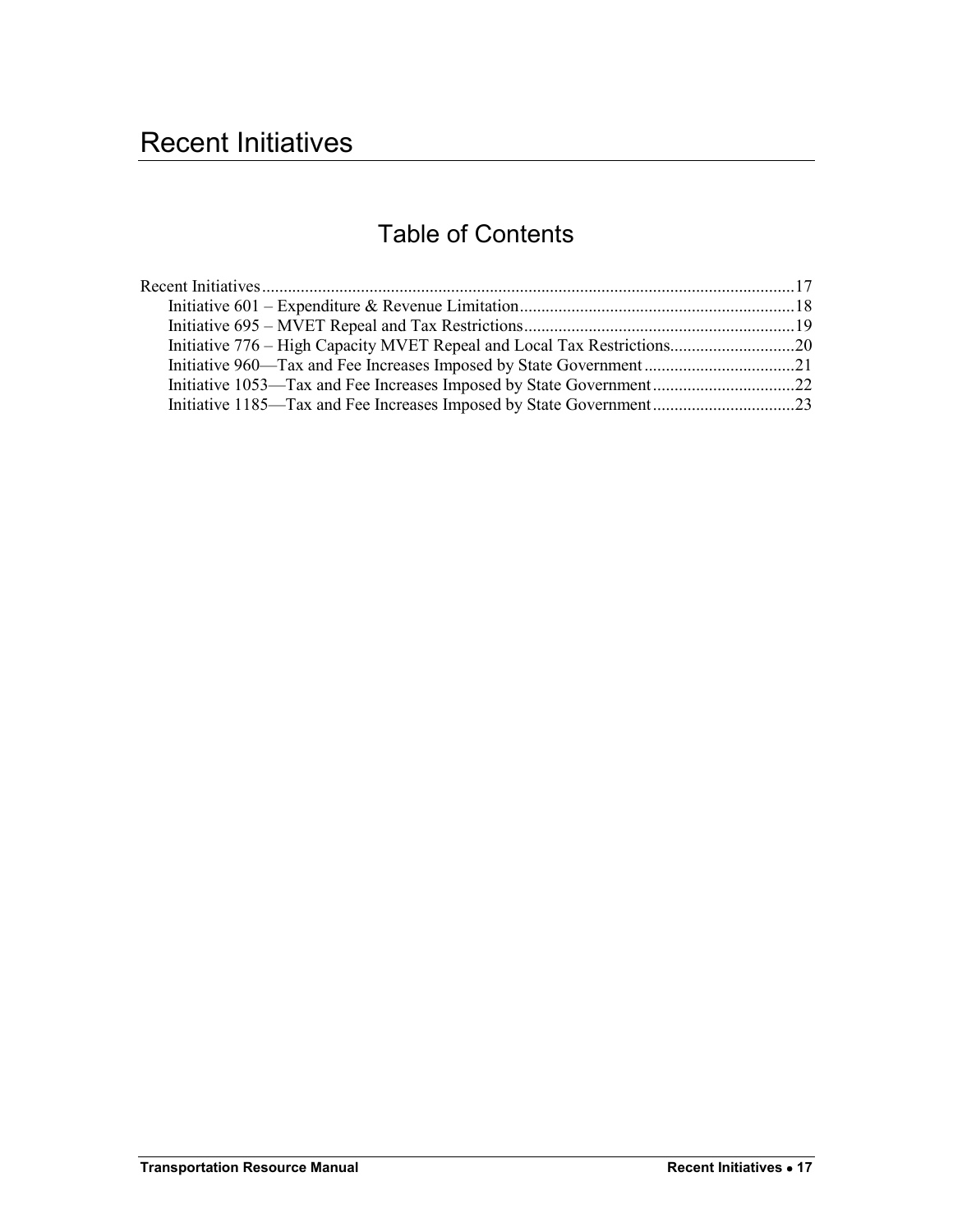# Recent Initiatives

## Table of Contents

Recent Initiatives...........................................................................................................................17
- Initiative 601 – Expenditure & Revenue Limitation................................................................18
- Initiative 695 – MVET Repeal and Tax Restrictions...............................................................19
- Initiative 776 – High Capacity MVET Repeal and Local Tax Restrictions.............................20
- Initiative 960—Tax and Fee Increases Imposed by State Government...................................21
- Initiative 1053—Tax and Fee Increases Imposed by State Government.................................22
- Initiative 1185—Tax and Fee Increases Imposed by State Government.................................23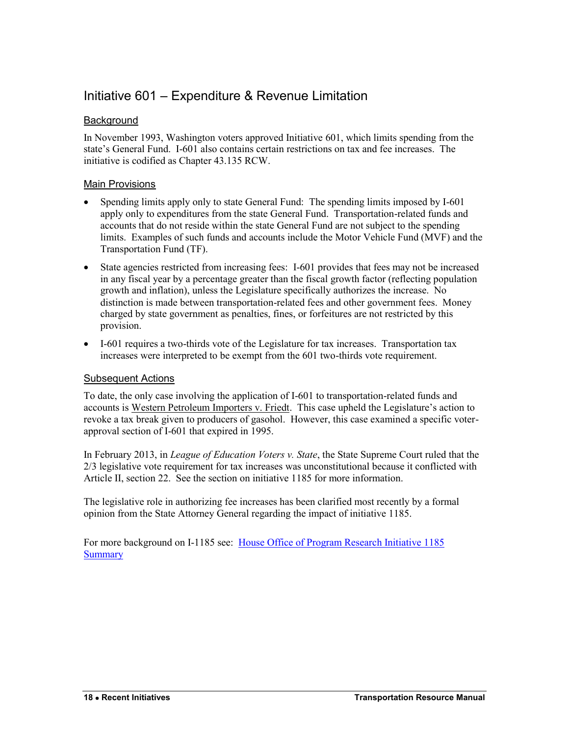## Initiative 601 – Expenditure & Revenue Limitation

### Background

In November 1993, Washington voters approved Initiative 601, which limits spending from the state's General Fund. I-601 also contains certain restrictions on tax and fee increases. The initiative is codified as Chapter 43.135 RCW.

### Main Provisions

- Spending limits apply only to state General Fund: The spending limits imposed by I-601 apply only to expenditures from the state General Fund. Transportation-related funds and accounts that do not reside within the state General Fund are not subject to the spending limits. Examples of such funds and accounts include the Motor Vehicle Fund (MVF) and the Transportation Fund (TF).
- State agencies restricted from increasing fees: I-601 provides that fees may not be increased in any fiscal year by a percentage greater than the fiscal growth factor (reflecting population growth and inflation), unless the Legislature specifically authorizes the increase. No distinction is made between transportation-related fees and other government fees. Money charged by state government as penalties, fines, or forfeitures are not restricted by this provision.
- I-601 requires a two-thirds vote of the Legislature for tax increases. Transportation tax increases were interpreted to be exempt from the 601 two-thirds vote requirement.

### Subsequent Actions

To date, the only case involving the application of I-601 to transportation-related funds and accounts is Western Petroleum Importers v. Friedt. This case upheld the Legislature's action to revoke a tax break given to producers of gasohol. However, this case examined a specific voter-approval section of I-601 that expired in 1995.

In February 2013, in *League of Education Voters v. State*, the State Supreme Court ruled that the 2/3 legislative vote requirement for tax increases was unconstitutional because it conflicted with Article II, section 22. See the section on initiative 1185 for more information.

The legislative role in authorizing fee increases has been clarified most recently by a formal opinion from the State Attorney General regarding the impact of initiative 1185.

For more background on I-1185 see: House Office of Program Research Initiative 1185 Summary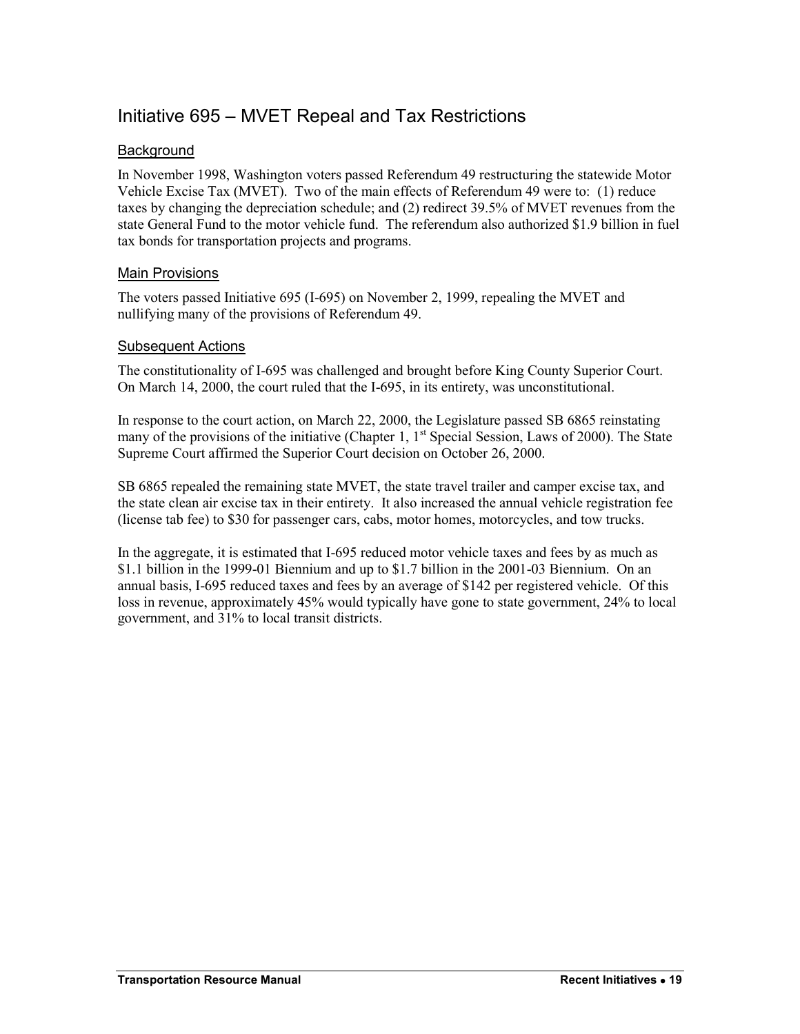# Initiative 695 – MVET Repeal and Tax Restrictions

## Background

In November 1998, Washington voters passed Referendum 49 restructuring the statewide Motor Vehicle Excise Tax (MVET). Two of the main effects of Referendum 49 were to: (1) reduce taxes by changing the depreciation schedule; and (2) redirect 39.5% of MVET revenues from the state General Fund to the motor vehicle fund. The referendum also authorized $1.9 billion in fuel tax bonds for transportation projects and programs.

## Main Provisions

The voters passed Initiative 695 (I-695) on November 2, 1999, repealing the MVET and nullifying many of the provisions of Referendum 49.

## Subsequent Actions

The constitutionality of I-695 was challenged and brought before King County Superior Court. On March 14, 2000, the court ruled that the I-695, in its entirety, was unconstitutional.

In response to the court action, on March 22, 2000, the Legislature passed SB 6865 reinstating many of the provisions of the initiative (Chapter 1, 1st Special Session, Laws of 2000). The State Supreme Court affirmed the Superior Court decision on October 26, 2000.

SB 6865 repealed the remaining state MVET, the state travel trailer and camper excise tax, and the state clean air excise tax in their entirety. It also increased the annual vehicle registration fee (license tab fee) to $30 for passenger cars, cabs, motor homes, motorcycles, and tow trucks.

In the aggregate, it is estimated that I-695 reduced motor vehicle taxes and fees by as much as $1.1 billion in the 1999-01 Biennium and up to $1.7 billion in the 2001-03 Biennium. On an annual basis, I-695 reduced taxes and fees by an average of $142 per registered vehicle. Of this loss in revenue, approximately 45% would typically have gone to state government, 24% to local government, and 31% to local transit districts.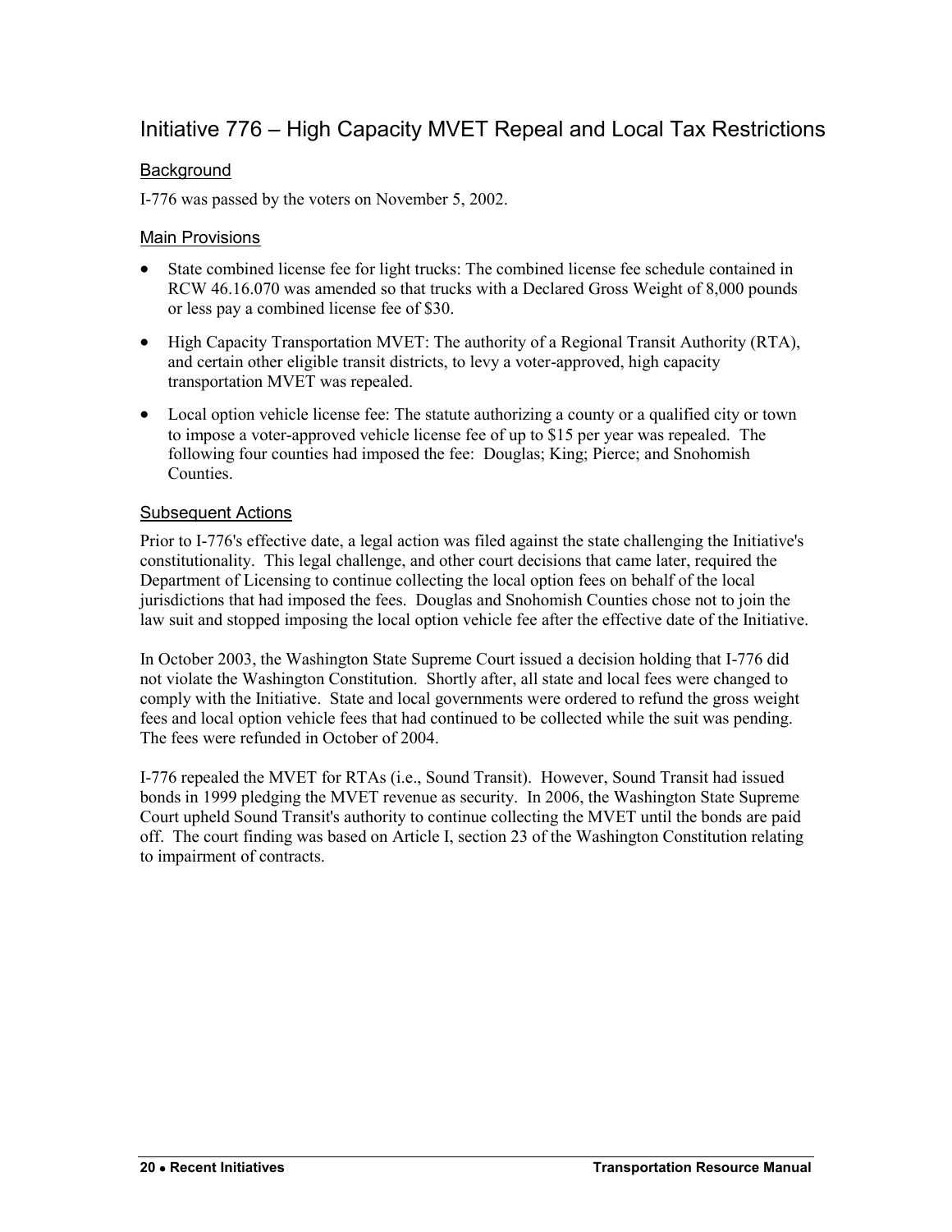## Initiative 776 – High Capacity MVET Repeal and Local Tax Restrictions

### Background

I-776 was passed by the voters on November 5, 2002.

### Main Provisions

- State combined license fee for light trucks: The combined license fee schedule contained in RCW 46.16.070 was amended so that trucks with a Declared Gross Weight of 8,000 pounds or less pay a combined license fee of $30.
- High Capacity Transportation MVET: The authority of a Regional Transit Authority (RTA), and certain other eligible transit districts, to levy a voter-approved, high capacity transportation MVET was repealed.
- Local option vehicle license fee: The statute authorizing a county or a qualified city or town to impose a voter-approved vehicle license fee of up to $15 per year was repealed. The following four counties had imposed the fee: Douglas; King; Pierce; and Snohomish Counties.

### Subsequent Actions

Prior to I-776's effective date, a legal action was filed against the state challenging the Initiative's constitutionality. This legal challenge, and other court decisions that came later, required the Department of Licensing to continue collecting the local option fees on behalf of the local jurisdictions that had imposed the fees. Douglas and Snohomish Counties chose not to join the law suit and stopped imposing the local option vehicle fee after the effective date of the Initiative.

In October 2003, the Washington State Supreme Court issued a decision holding that I-776 did not violate the Washington Constitution. Shortly after, all state and local fees were changed to comply with the Initiative. State and local governments were ordered to refund the gross weight fees and local option vehicle fees that had continued to be collected while the suit was pending. The fees were refunded in October of 2004.

I-776 repealed the MVET for RTAs (i.e., Sound Transit). However, Sound Transit had issued bonds in 1999 pledging the MVET revenue as security. In 2006, the Washington State Supreme Court upheld Sound Transit's authority to continue collecting the MVET until the bonds are paid off. The court finding was based on Article I, section 23 of the Washington Constitution relating to impairment of contracts.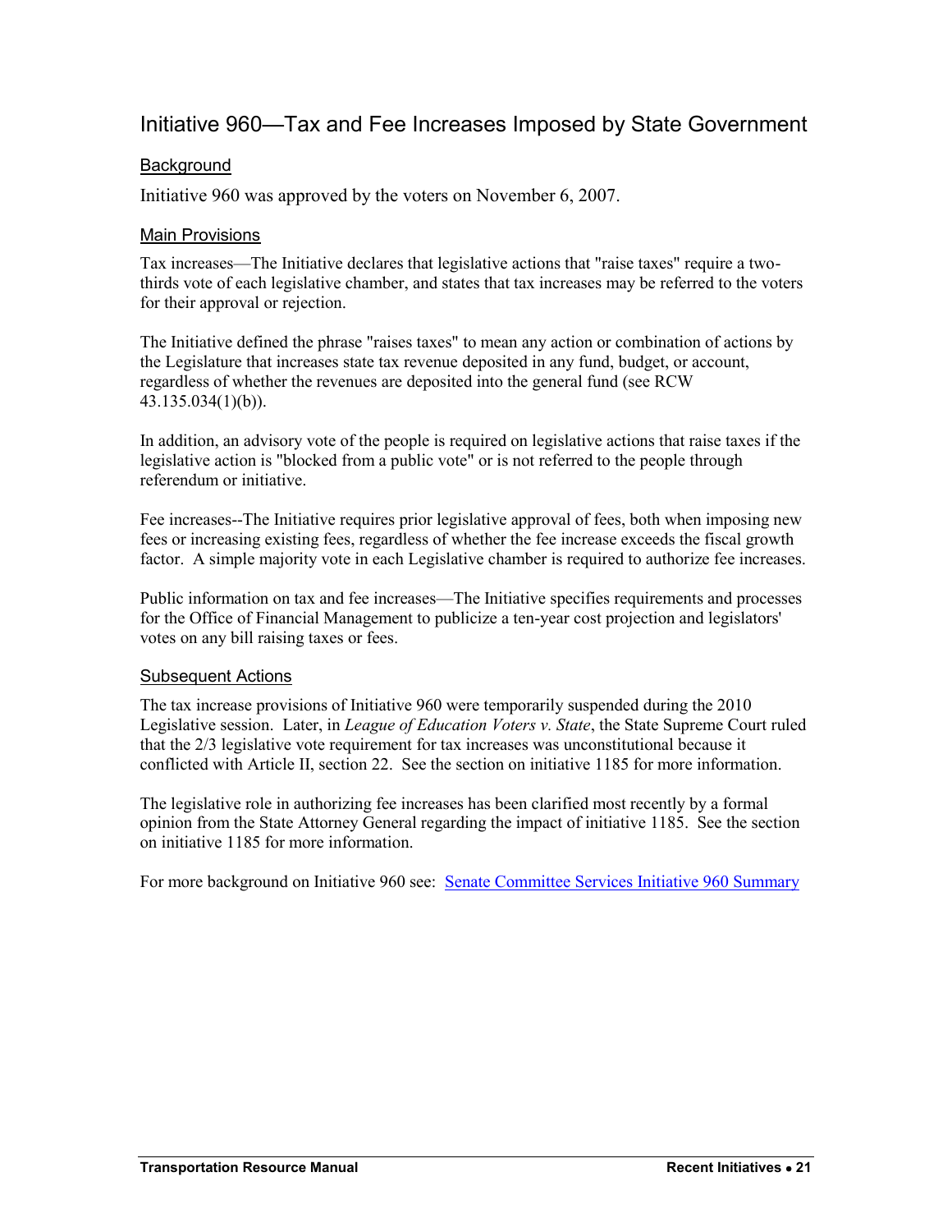## Initiative 960—Tax and Fee Increases Imposed by State Government

### Background

Initiative 960 was approved by the voters on November 6, 2007.

### Main Provisions

Tax increases—The Initiative declares that legislative actions that "raise taxes" require a two-thirds vote of each legislative chamber, and states that tax increases may be referred to the voters for their approval or rejection.

The Initiative defined the phrase "raises taxes" to mean any action or combination of actions by the Legislature that increases state tax revenue deposited in any fund, budget, or account, regardless of whether the revenues are deposited into the general fund (see RCW 43.135.034(1)(b)).

In addition, an advisory vote of the people is required on legislative actions that raise taxes if the legislative action is "blocked from a public vote" or is not referred to the people through referendum or initiative.

Fee increases--The Initiative requires prior legislative approval of fees, both when imposing new fees or increasing existing fees, regardless of whether the fee increase exceeds the fiscal growth factor. A simple majority vote in each Legislative chamber is required to authorize fee increases.

Public information on tax and fee increases—The Initiative specifies requirements and processes for the Office of Financial Management to publicize a ten-year cost projection and legislators' votes on any bill raising taxes or fees.

### Subsequent Actions

The tax increase provisions of Initiative 960 were temporarily suspended during the 2010 Legislative session. Later, in *League of Education Voters v. State*, the State Supreme Court ruled that the 2/3 legislative vote requirement for tax increases was unconstitutional because it conflicted with Article II, section 22. See the section on initiative 1185 for more information.

The legislative role in authorizing fee increases has been clarified most recently by a formal opinion from the State Attorney General regarding the impact of initiative 1185. See the section on initiative 1185 for more information.

For more background on Initiative 960 see: [Senate Committee Services Initiative 960 Summary]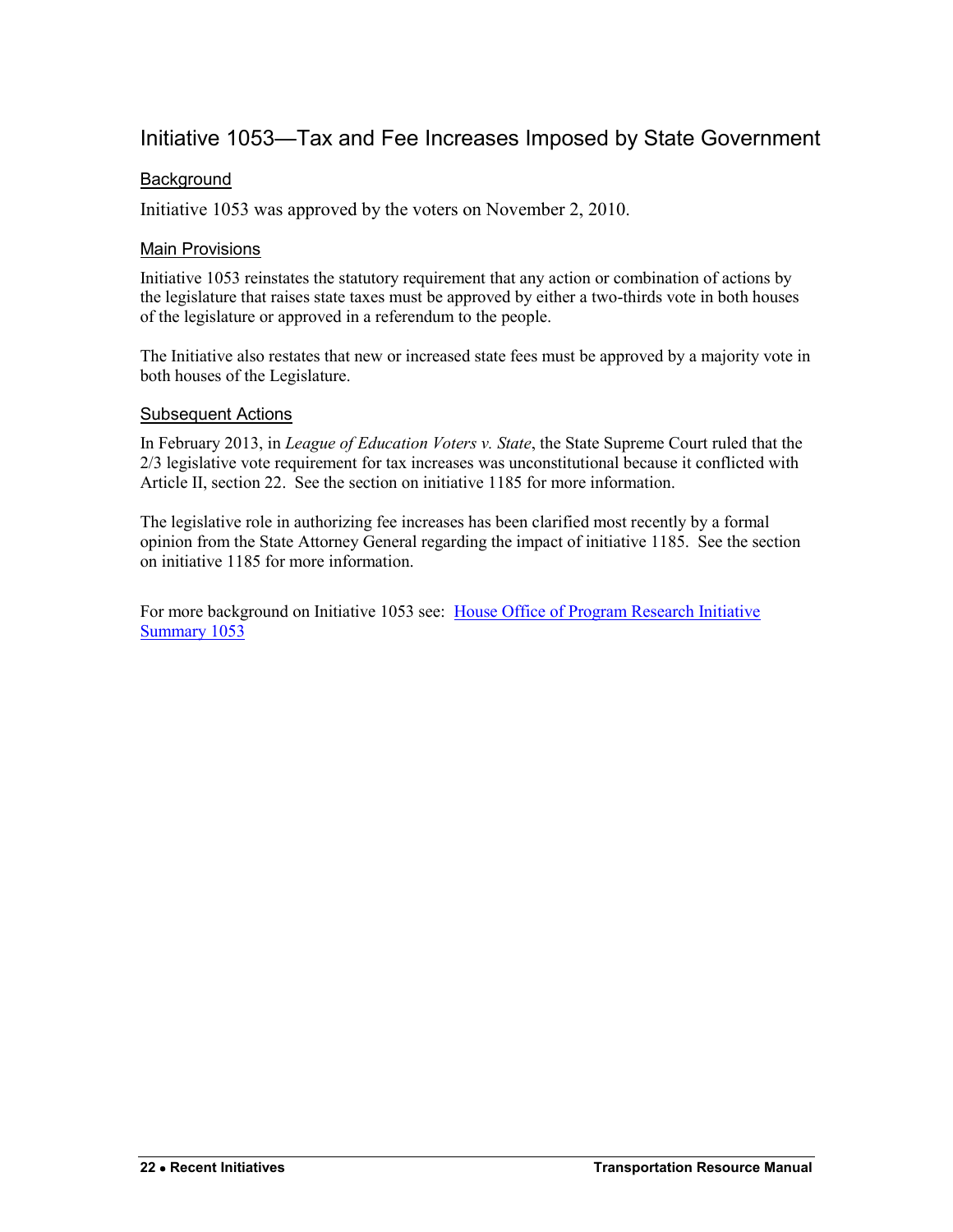## Initiative 1053—Tax and Fee Increases Imposed by State Government

### Background

Initiative 1053 was approved by the voters on November 2, 2010.

### Main Provisions

Initiative 1053 reinstates the statutory requirement that any action or combination of actions by the legislature that raises state taxes must be approved by either a two-thirds vote in both houses of the legislature or approved in a referendum to the people.

The Initiative also restates that new or increased state fees must be approved by a majority vote in both houses of the Legislature.

### Subsequent Actions

In February 2013, in *League of Education Voters v. State*, the State Supreme Court ruled that the 2/3 legislative vote requirement for tax increases was unconstitutional because it conflicted with Article II, section 22. See the section on initiative 1185 for more information.

The legislative role in authorizing fee increases has been clarified most recently by a formal opinion from the State Attorney General regarding the impact of initiative 1185. See the section on initiative 1185 for more information.

For more background on Initiative 1053 see: House Office of Program Research Initiative Summary 1053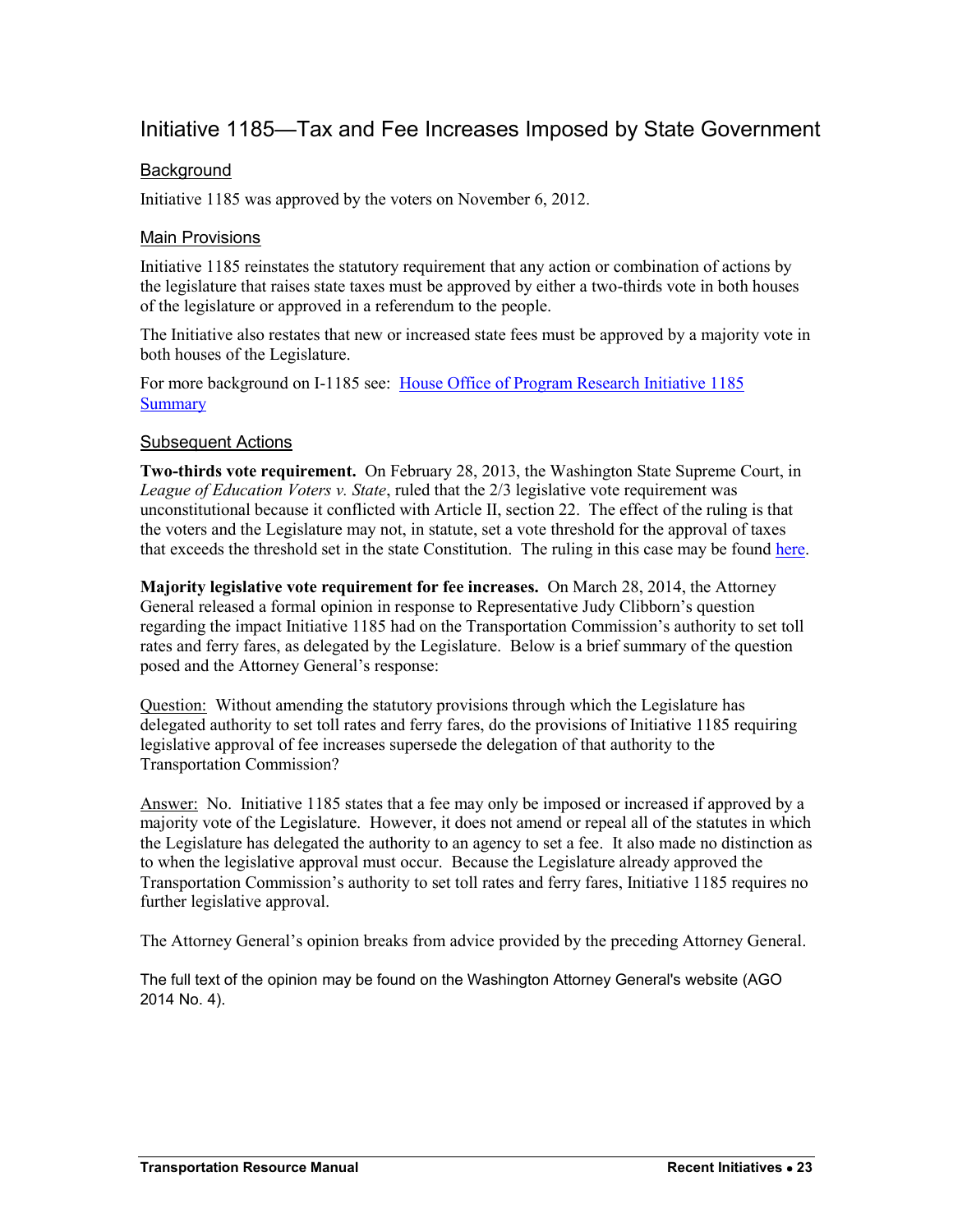## Initiative 1185—Tax and Fee Increases Imposed by State Government

### Background

Initiative 1185 was approved by the voters on November 6, 2012.

### Main Provisions

Initiative 1185 reinstates the statutory requirement that any action or combination of actions by the legislature that raises state taxes must be approved by either a two-thirds vote in both houses of the legislature or approved in a referendum to the people.

The Initiative also restates that new or increased state fees must be approved by a majority vote in both houses of the Legislature.

For more background on I-1185 see: House Office of Program Research Initiative 1185 Summary

### Subsequent Actions

**Two-thirds vote requirement.** On February 28, 2013, the Washington State Supreme Court, in *League of Education Voters v. State*, ruled that the 2/3 legislative vote requirement was unconstitutional because it conflicted with Article II, section 22. The effect of the ruling is that the voters and the Legislature may not, in statute, set a vote threshold for the approval of taxes that exceeds the threshold set in the state Constitution. The ruling in this case may be found here.

**Majority legislative vote requirement for fee increases.** On March 28, 2014, the Attorney General released a formal opinion in response to Representative Judy Clibborn's question regarding the impact Initiative 1185 had on the Transportation Commission's authority to set toll rates and ferry fares, as delegated by the Legislature. Below is a brief summary of the question posed and the Attorney General's response:

Question: Without amending the statutory provisions through which the Legislature has delegated authority to set toll rates and ferry fares, do the provisions of Initiative 1185 requiring legislative approval of fee increases supersede the delegation of that authority to the Transportation Commission?

Answer: No. Initiative 1185 states that a fee may only be imposed or increased if approved by a majority vote of the Legislature. However, it does not amend or repeal all of the statutes in which the Legislature has delegated the authority to an agency to set a fee. It also made no distinction as to when the legislative approval must occur. Because the Legislature already approved the Transportation Commission's authority to set toll rates and ferry fares, Initiative 1185 requires no further legislative approval.

The Attorney General's opinion breaks from advice provided by the preceding Attorney General.

The full text of the opinion may be found on the Washington Attorney General's website (AGO 2014 No. 4).